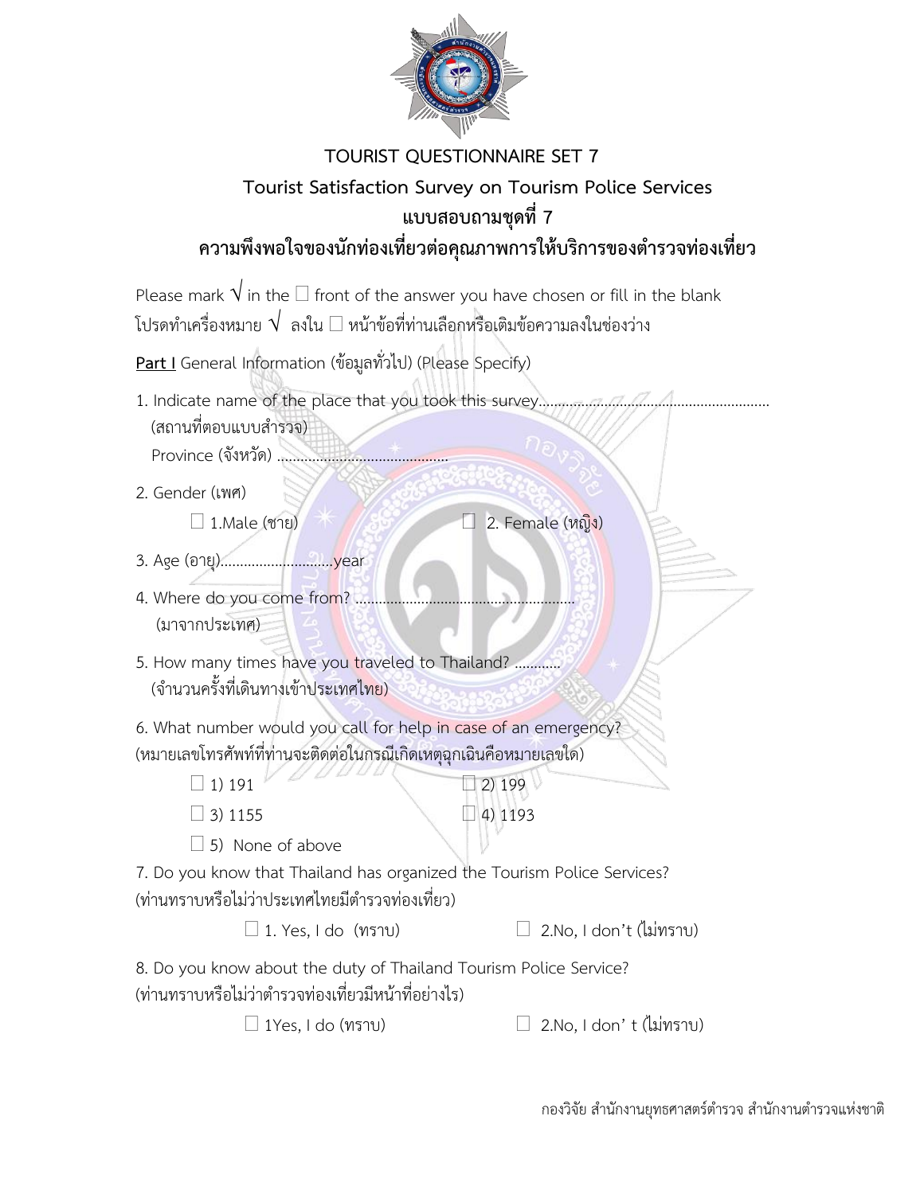# TOURIST QUESTIONNAIRE SET 7

## Tourist Satisfaction Survey on Tourism Police Services

## แบบสอบถามชุดที่ 7

## ความพึงพอใจของนักท่องเที่ยวต่อคุณภาพการให้บริการของตำรวจท่องเที่ยว

Please mark √ in the □ front of the answer you have chosen or fill in the blank

โปรดทำเครื่องหมาย √ ลงใน □ หน้าข้อที่ท่านเลือกหรือเติมข้อความลงในช่องว่าง

**Part I** General Information (ข้อมูลทั่วไป) (Please Specify)

1. Indicate name of the place that you took this survey.........................................................
   (สถานที่ตอบแบบสำรวจ)
   Province (จังหวัด) ..........................................

2. Gender (เพศ)

   □ 1.Male (ชาย) □ 2. Female (หญิง)

3. Age (อายุ)............................year

4. Where do you come from? .......................................................
   (มาจากประเทศ)

5. How many times have you traveled to Thailand? ............
   (จำนวนครั้งที่เดินทางเข้าประเทศไทย)

6. What number would you call for help in case of an emergency?
   (หมายเลขโทรศัพท์ที่ท่านจะติดต่อในกรณีเกิดเหตุฉุกเฉินคือหมายเลขใด)

   □ 1) 191 □ 2) 199

   □ 3) 1155 □ 4) 1193

   □ 5) None of above

7. Do you know that Thailand has organized the Tourism Police Services?
   (ท่านทราบหรือไม่ว่าประเทศไทยมีตำรวจท่องเที่ยว)

   □ 1. Yes, I do (ทราบ) □ 2.No, I don’t (ไม่ทราบ)

8. Do you know about the duty of Thailand Tourism Police Service?
   (ท่านทราบหรือไม่ว่าตำรวจท่องเที่ยวมีหน้าที่อย่างไร)

   □ 1Yes, I do (ทราบ) □ 2.No, I don’ t (ไม่ทราบ)

กองวิจัย สำนักงานยุทธศาสตร์ตำรวจ สำนักงานตำรวจแห่งชาติ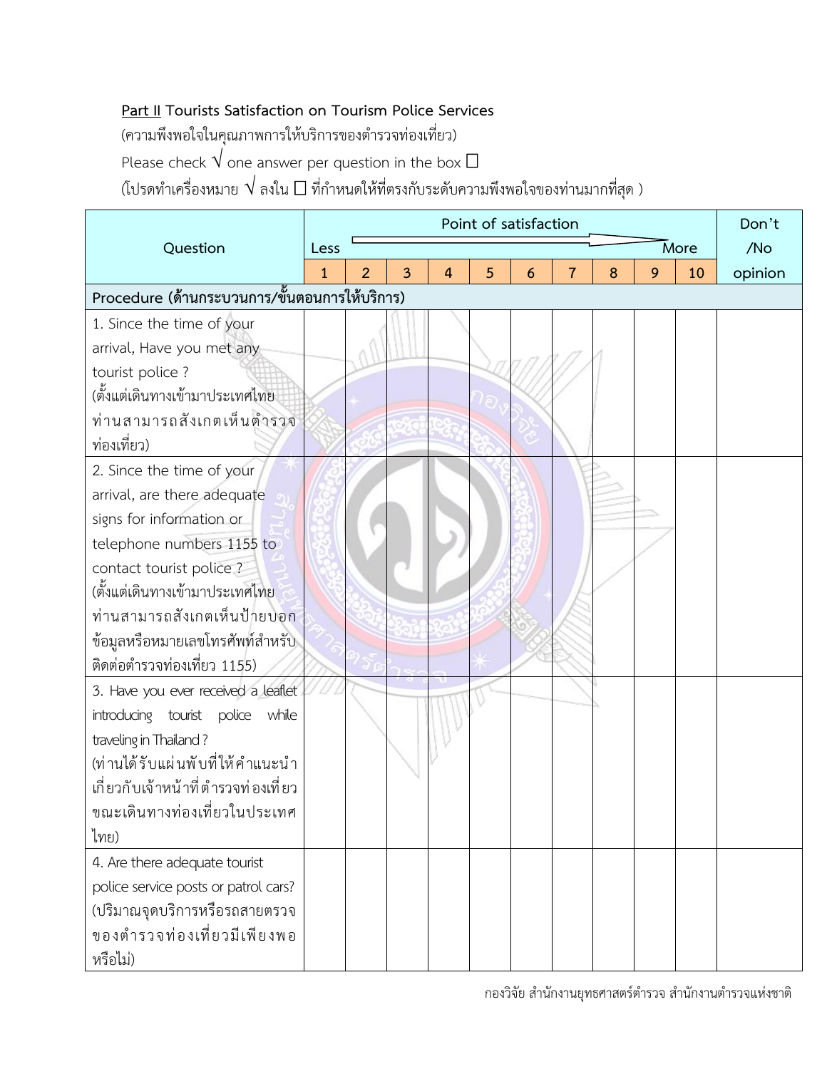**<u>Part II</u> Tourists Satisfaction on Tourism Police Services**

(ความพึงพอใจในคุณภาพการให้บริการของตำรวจท่องเที่ยว)

Please check √ one answer per question in the box □

(โปรดทำเครื่องหมาย √ ลงใน □ ที่กำหนดให้ที่ตรงกับระดับความพึงพอใจของท่านมากที่สุด )

| Question | Point of satisfaction | | | | | | | | | | Don't /No opinion |
|---|---|---|---|---|---|---|---|---|---|---|---|
| | Less → More | | | | | | | | | | |
| | 1 | 2 | 3 | 4 | 5 | 6 | 7 | 8 | 9 | 10 | |
| **Procedure (ด้านกระบวนการ/ขั้นตอนการให้บริการ)** | | | | | | | | | | | |
| 1. Since the time of your arrival, Have you met any tourist police ? (ตั้งแต่เดินทางเข้ามาประเทศไทย ท่านสามารถสังเกตเห็นตำรวจท่องเที่ยว) | | | | | | | | | | | |
| 2. Since the time of your arrival, are there adequate signs for information or telephone numbers 1155 to contact tourist police ? (ตั้งแต่เดินทางเข้ามาประเทศไทย ท่านสามารถสังเกตเห็นป้ายบอกข้อมูลหรือหมายเลขโทรศัพท์สำหรับติดต่อตำรวจท่องเที่ยว 1155) | | | | | | | | | | | |
| 3. Have you ever received a leaflet introducing tourist police while traveling in Thailand ? (ท่านได้รับแผ่นพับที่ให้คำแนะนำเกี่ยวกับเจ้าหน้าที่ตำรวจท่องเที่ยวขณะเดินทางท่องเที่ยวในประเทศไทย) | | | | | | | | | | | |
| 4. Are there adequate tourist police service posts or patrol cars? (ปริมาณจุดบริการหรือรถสายตรวจของตำรวจท่องเที่ยวมีเพียงพอหรือไม่) | | | | | | | | | | | |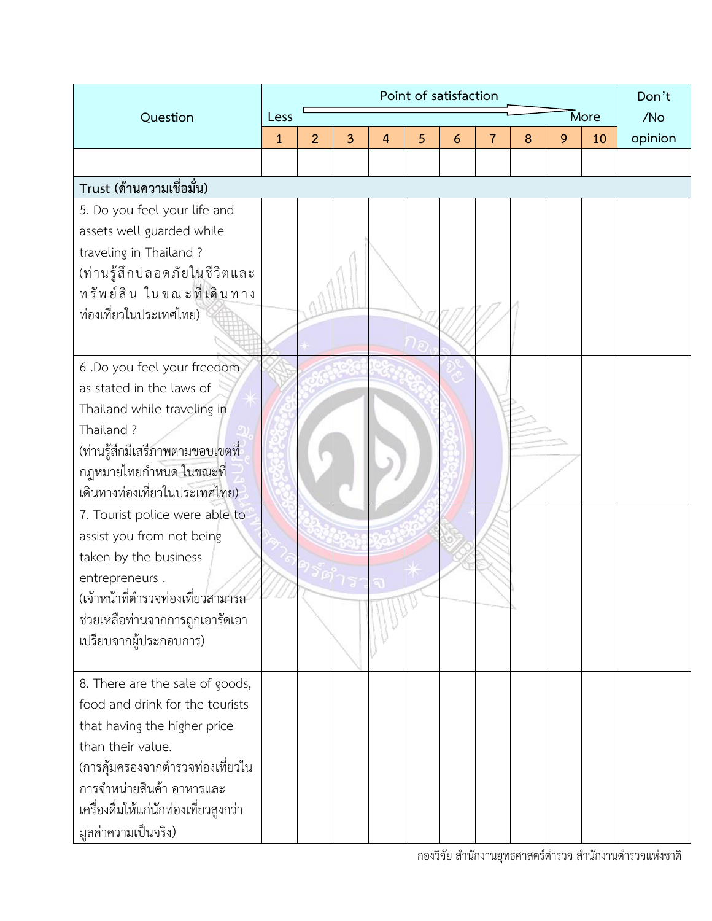| Question | Point of satisfaction | | | | | | | | | | Don't /No opinion |
|---|---|---|---|---|---|---|---|---|---|---|---|
| | Less → More | | | | | | | | | | |
| | 1 | 2 | 3 | 4 | 5 | 6 | 7 | 8 | 9 | 10 | |
| | | | | | | | | | | | |
| **Trust (ด้านความเชื่อมั่น)** | | | | | | | | | | | |
| 5. Do you feel your life and assets well guarded while traveling in Thailand ? (ท่านรู้สึกปลอดภัยในชีวิตและทรัพย์สิน ในขณะที่เดินทางท่องเที่ยวในประเทศไทย) | | | | | | | | | | | |
| 6 .Do you feel your freedom as stated in the laws of Thailand while traveling in Thailand ? (ท่านรู้สึกมีเสรีภาพตามขอบเขตที่กฎหมายไทยกำหนด ในขณะที่เดินทางท่องเที่ยวในประเทศไทย) | | | | | | | | | | | |
| 7. Tourist police were able to assist you from not being taken by the business entrepreneurs . (เจ้าหน้าที่ตำรวจท่องเที่ยวสามารถช่วยเหลือท่านจากการถูกเอารัดเอาเปรียบจากผู้ประกอบการ) | | | | | | | | | | | |
| 8. There are the sale of goods, food and drink for the tourists that having the higher price than their value. (การคุ้มครองจากตำรวจท่องเที่ยวในการจำหน่ายสินค้า อาหารและเครื่องดื่มให้แก่นักท่องเที่ยวสูงกว่ามูลค่าความเป็นจริง) | | | | | | | | | | | |

กองวิจัย สำนักงานยุทธศาสตร์ตำรวจ สำนักงานตำรวจแห่งชาติ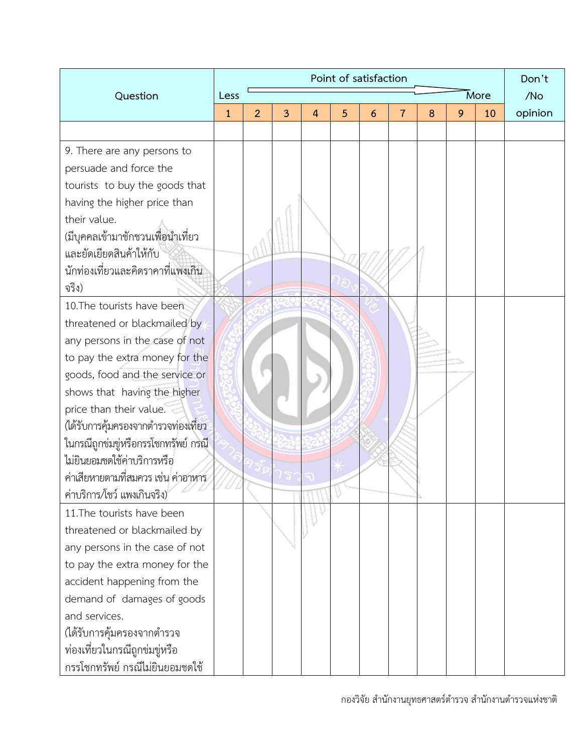| Question | Point of satisfaction Less → More | | | | | | | | | | Don't /No opinion |
|---|---|---|---|---|---|---|---|---|---|---|---|
| | 1 | 2 | 3 | 4 | 5 | 6 | 7 | 8 | 9 | 10 | |
| | | | | | | | | | | | |
| 9. There are any persons to persuade and force the tourists to buy the goods that having the higher price than their value. (มีบุคคลเข้ามาชักชวนเพื่อนำเที่ยวและยัดเยียดสินค้าให้กับนักท่องเที่ยวและคิดราคาที่แพงเกินจริง) | | | | | | | | | | | |
| 10.The tourists have been threatened or blackmailed by any persons in the case of not to pay the extra money for the goods, food and the service or shows that having the higher price than their value. (ได้รับการคุ้มครองจากตำรวจท่องเที่ยวในกรณีถูกข่มขู่หรือกรรโชกทรัพย์ กรณีไม่ยินยอมชดใช้ค่าบริการหรือค่าเสียหายตามที่สมควร เช่น ค่าอาหาร ค่าบริการ/โชว์ แพงเกินจริง) | | | | | | | | | | | |
| 11.The tourists have been threatened or blackmailed by any persons in the case of not to pay the extra money for the accident happening from the demand of damages of goods and services. (ได้รับการคุ้มครองจากตำรวจท่องเที่ยวในกรณีถูกข่มขู่หรือกรรโชกทรัพย์ กรณีไม่ยินยอมชดใช้ | | | | | | | | | | | |

กองวิจัย สำนักงานยุทธศาสตร์ตำรวจ สำนักงานตำรวจแห่งชาติ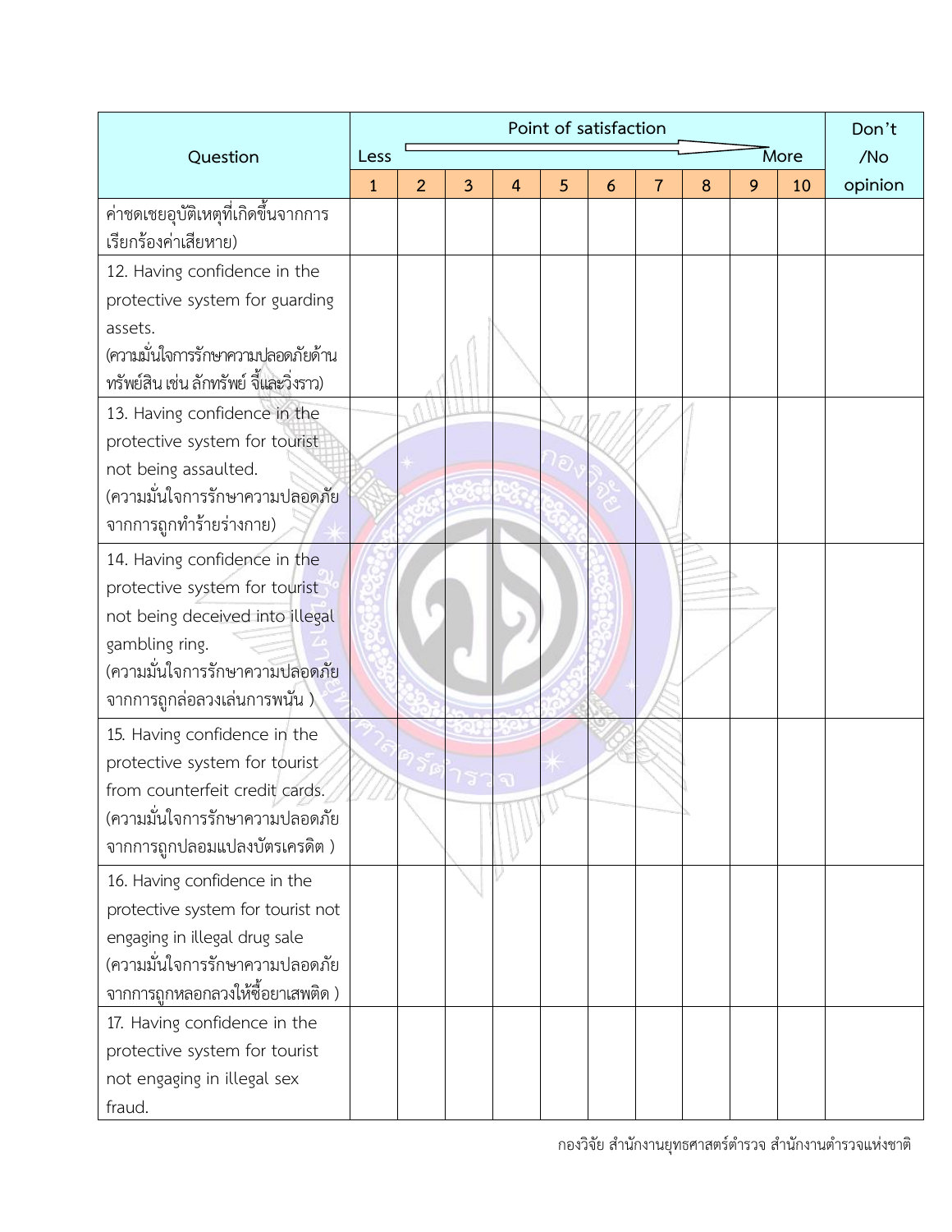| Question | Point of satisfaction Less → More | | | | | | | | | | Don't /No opinion |
|---|---|---|---|---|---|---|---|---|---|---|---|
| | 1 | 2 | 3 | 4 | 5 | 6 | 7 | 8 | 9 | 10 | |
| ค่าชดเชยอุบัติเหตุที่เกิดขึ้นจากการเรียกร้องค่าเสียหาย) | | | | | | | | | | | |
| 12. Having confidence in the protective system for guarding assets. (ความมั่นใจการรักษาความปลอดภัยด้านทรัพย์สิน เช่น ลักทรัพย์ จี้และวิ่งราว) | | | | | | | | | | | |
| 13. Having confidence in the protective system for tourist not being assaulted. (ความมั่นใจการรักษาความปลอดภัยจากการถูกทำร้ายร่างกาย) | | | | | | | | | | | |
| 14. Having confidence in the protective system for tourist not being deceived into illegal gambling ring. (ความมั่นใจการรักษาความปลอดภัยจากการถูกล่อลวงเล่นการพนัน ) | | | | | | | | | | | |
| 15. Having confidence in the protective system for tourist from counterfeit credit cards. (ความมั่นใจการรักษาความปลอดภัยจากการถูกปลอมแปลงบัตรเครดิต ) | | | | | | | | | | | |
| 16. Having confidence in the protective system for tourist not engaging in illegal drug sale (ความมั่นใจการรักษาความปลอดภัยจากการถูกหลอกลวงให้ซื้อยาเสพติด ) | | | | | | | | | | | |
| 17. Having confidence in the protective system for tourist not engaging in illegal sex fraud. | | | | | | | | | | | |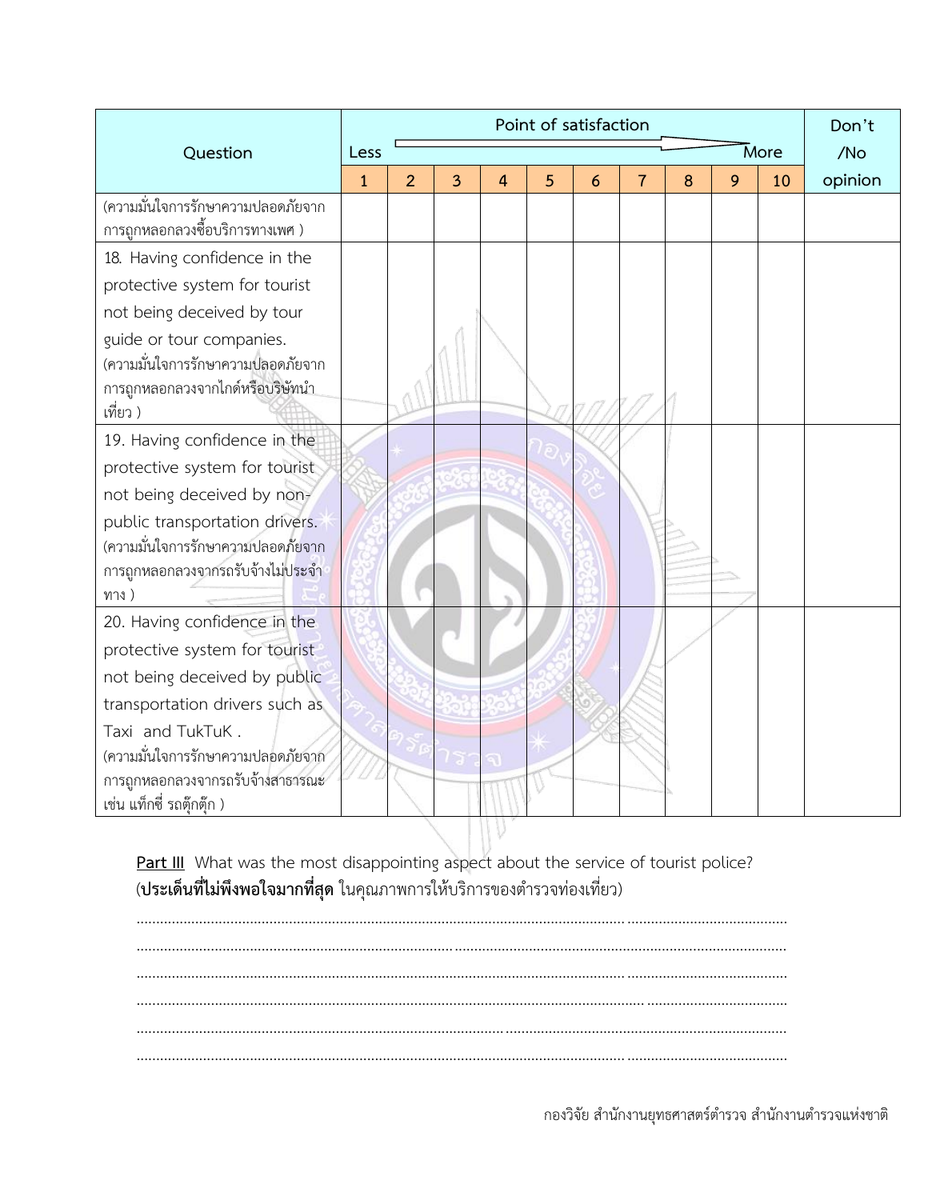| Question | Point of satisfaction Less → More | | | | | | | | | | Don't /No opinion |
|---|---|---|---|---|---|---|---|---|---|---|---|
| | 1 | 2 | 3 | 4 | 5 | 6 | 7 | 8 | 9 | 10 | |
| (ความมั่นใจการรักษาความปลอดภัยจากการถูกหลอกลวงซื้อบริการทางเพศ ) | | | | | | | | | | | |
| 18. Having confidence in the protective system for tourist not being deceived by tour guide or tour companies. (ความมั่นใจการรักษาความปลอดภัยจากการถูกหลอกลวงจากไกด์หรือบริษัทนำเที่ยว ) | | | | | | | | | | | |
| 19. Having confidence in the protective system for tourist not being deceived by non-public transportation drivers. (ความมั่นใจการรักษาความปลอดภัยจากการถูกหลอกลวงจากรถรับจ้างไม่ประจำทาง ) | | | | | | | | | | | |
| 20. Having confidence in the protective system for tourist not being deceived by public transportation drivers such as Taxi and TukTuK . (ความมั่นใจการรักษาความปลอดภัยจากการถูกหลอกลวงจากรถรับจ้างสาธารณะ เช่น แท็กซี่ รถตุ๊กตุ๊ก ) | | | | | | | | | | | |

**Part III** What was the most disappointing aspect about the service of tourist police?
(**ประเด็นที่ไม่พึงพอใจมากที่สุด** ในคุณภาพการให้บริการของตำรวจท่องเที่ยว)

..................................................................................................................................................

..................................................................................................................................................

..................................................................................................................................................

..................................................................................................................................................

..................................................................................................................................................

..................................................................................................................................................

กองวิจัย สำนักงานยุทธศาสตร์ตำรวจ สำนักงานตำรวจแห่งชาติ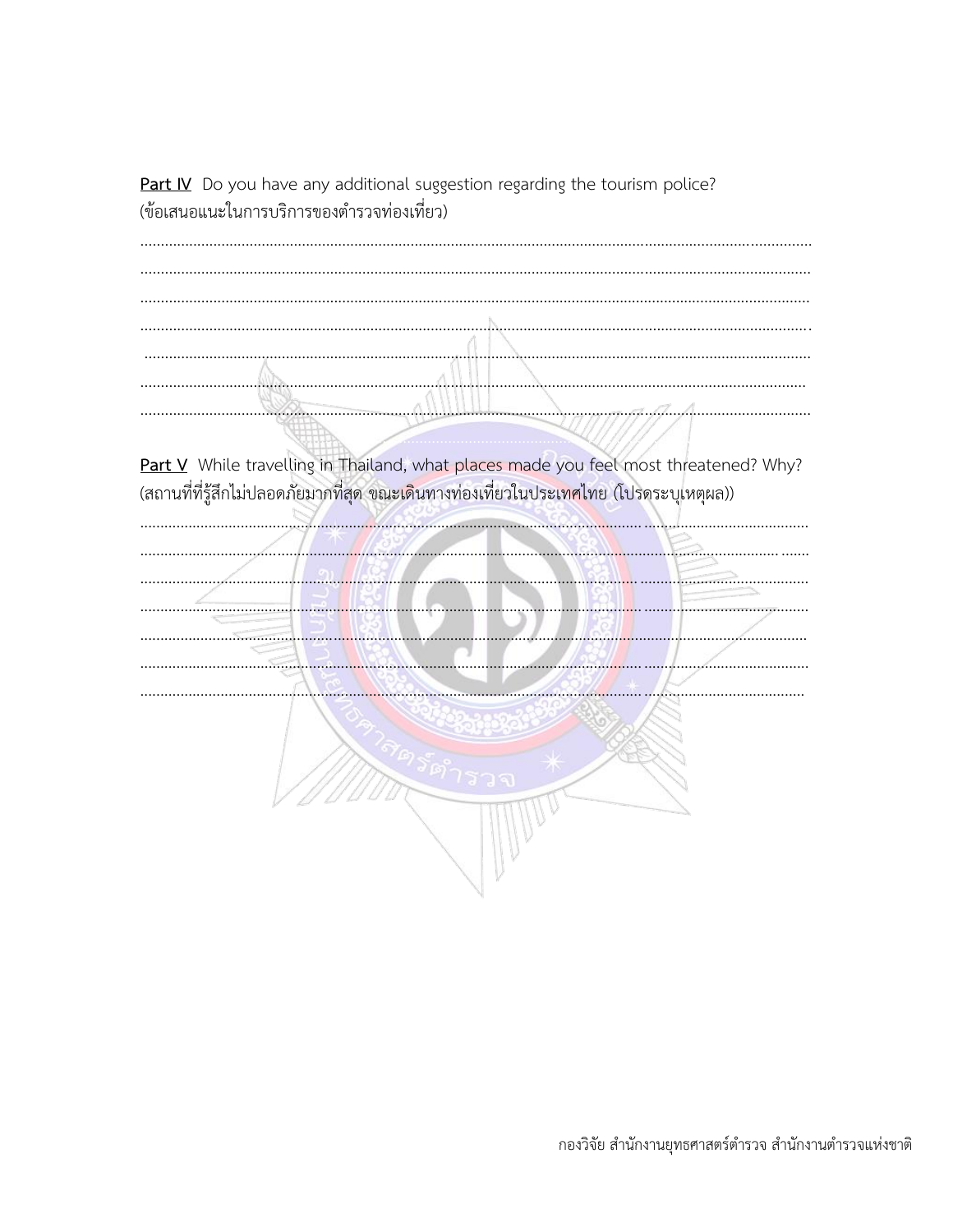**Part IV** Do you have any additional suggestion regarding the tourism police?
(ข้อเสนอแนะในการบริการของตำรวจท่องเที่ยว)

..........................................................................................................................................................

..........................................................................................................................................................

..........................................................................................................................................................

..........................................................................................................................................................

..........................................................................................................................................................

..........................................................................................................................................................

..........................................................................................................................................................

**Part V** While travelling in Thailand, what places made you feel most threatened? Why?
(สถานที่ที่รู้สึกไม่ปลอดภัยมากที่สุด ขณะเดินทางท่องเที่ยวในประเทศไทย (โปรดระบุเหตุผล))

..........................................................................................................................................................

..........................................................................................................................................................

..........................................................................................................................................................

..........................................................................................................................................................

..........................................................................................................................................................

..........................................................................................................................................................

..........................................................................................................................................................